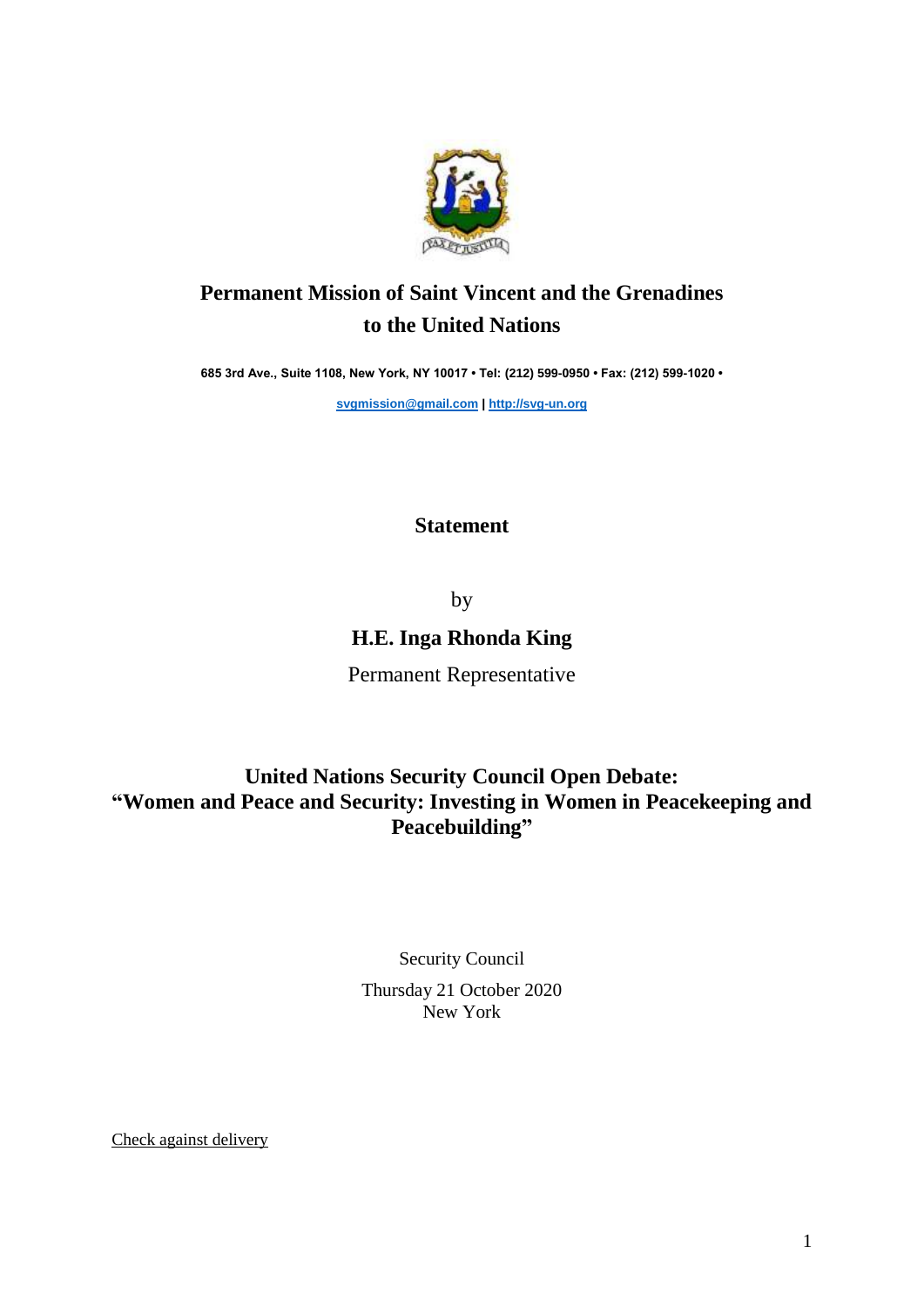# Permanent Mission of Saint Vincent and the Grenadines to the United Nations

**685 3rd Ave., Suite 1108, New York, NY 10017 • Tel: (212) 599-0950 • Fax: (212) 599-1020 •**

**svgmission@gmail.com | http://svg-un.org**

## Statement

by

**H.E. Inga Rhonda King**

Permanent Representative

## United Nations Security Council Open Debate: "Women and Peace and Security: Investing in Women in Peacekeeping and Peacebuilding"

Security Council

Thursday 21 October 2020

New York

Check against delivery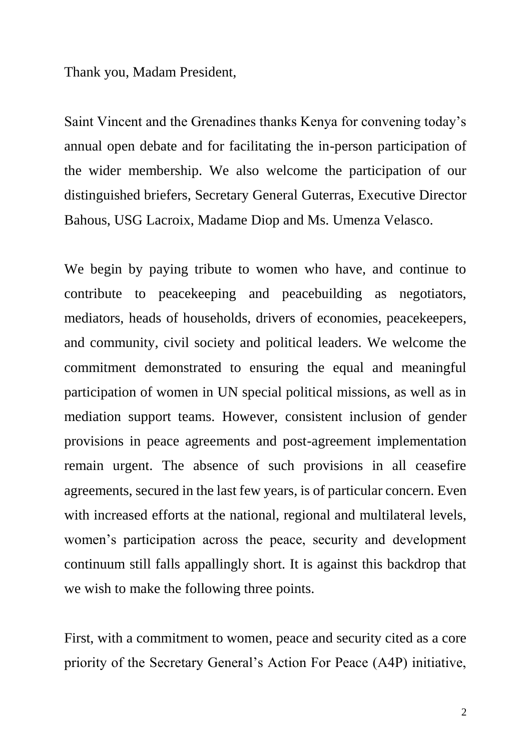Thank you, Madam President,

Saint Vincent and the Grenadines thanks Kenya for convening today's annual open debate and for facilitating the in-person participation of the wider membership. We also welcome the participation of our distinguished briefers, Secretary General Guterras, Executive Director Bahous, USG Lacroix, Madame Diop and Ms. Umenza Velasco.

We begin by paying tribute to women who have, and continue to contribute to peacekeeping and peacebuilding as negotiators, mediators, heads of households, drivers of economies, peacekeepers, and community, civil society and political leaders. We welcome the commitment demonstrated to ensuring the equal and meaningful participation of women in UN special political missions, as well as in mediation support teams. However, consistent inclusion of gender provisions in peace agreements and post-agreement implementation remain urgent. The absence of such provisions in all ceasefire agreements, secured in the last few years, is of particular concern. Even with increased efforts at the national, regional and multilateral levels, women's participation across the peace, security and development continuum still falls appallingly short. It is against this backdrop that we wish to make the following three points.

First, with a commitment to women, peace and security cited as a core priority of the Secretary General's Action For Peace (A4P) initiative,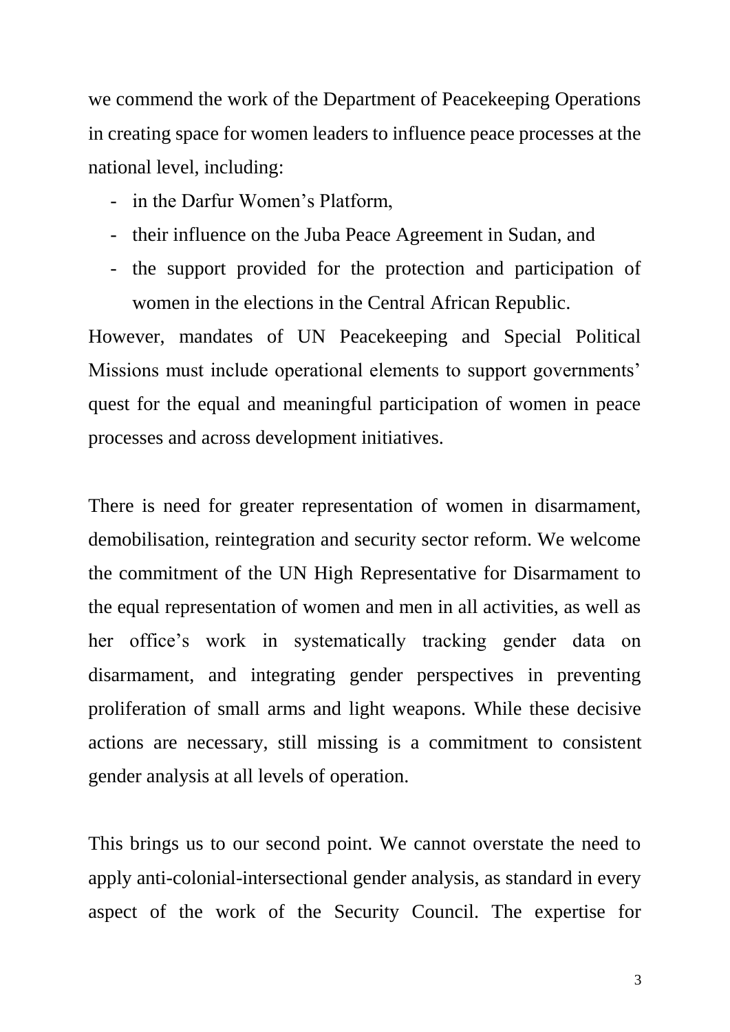we commend the work of the Department of Peacekeeping Operations in creating space for women leaders to influence peace processes at the national level, including:

- in the Darfur Women's Platform,
- their influence on the Juba Peace Agreement in Sudan, and
- the support provided for the protection and participation of women in the elections in the Central African Republic.

However, mandates of UN Peacekeeping and Special Political Missions must include operational elements to support governments' quest for the equal and meaningful participation of women in peace processes and across development initiatives.

There is need for greater representation of women in disarmament, demobilisation, reintegration and security sector reform. We welcome the commitment of the UN High Representative for Disarmament to the equal representation of women and men in all activities, as well as her office's work in systematically tracking gender data on disarmament, and integrating gender perspectives in preventing proliferation of small arms and light weapons. While these decisive actions are necessary, still missing is a commitment to consistent gender analysis at all levels of operation.

This brings us to our second point. We cannot overstate the need to apply anti-colonial-intersectional gender analysis, as standard in every aspect of the work of the Security Council. The expertise for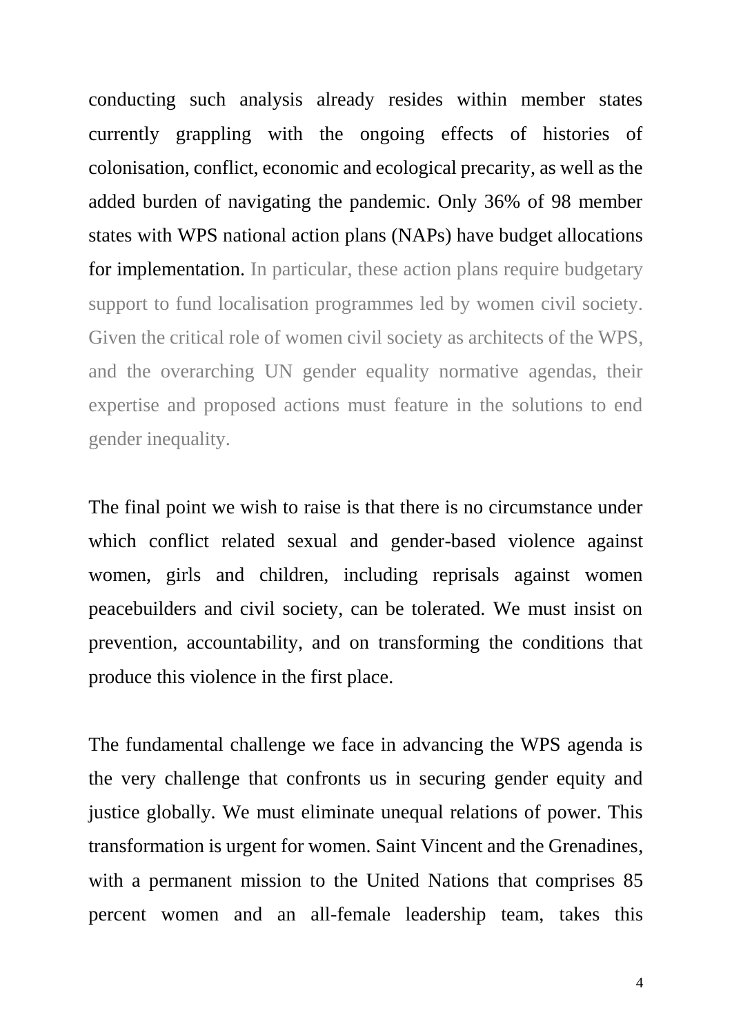conducting such analysis already resides within member states currently grappling with the ongoing effects of histories of colonisation, conflict, economic and ecological precarity, as well as the added burden of navigating the pandemic. Only 36% of 98 member states with WPS national action plans (NAPs) have budget allocations for implementation. In particular, these action plans require budgetary support to fund localisation programmes led by women civil society. Given the critical role of women civil society as architects of the WPS, and the overarching UN gender equality normative agendas, their expertise and proposed actions must feature in the solutions to end gender inequality.

The final point we wish to raise is that there is no circumstance under which conflict related sexual and gender-based violence against women, girls and children, including reprisals against women peacebuilders and civil society, can be tolerated. We must insist on prevention, accountability, and on transforming the conditions that produce this violence in the first place.

The fundamental challenge we face in advancing the WPS agenda is the very challenge that confronts us in securing gender equity and justice globally. We must eliminate unequal relations of power. This transformation is urgent for women. Saint Vincent and the Grenadines, with a permanent mission to the United Nations that comprises 85 percent women and an all-female leadership team, takes this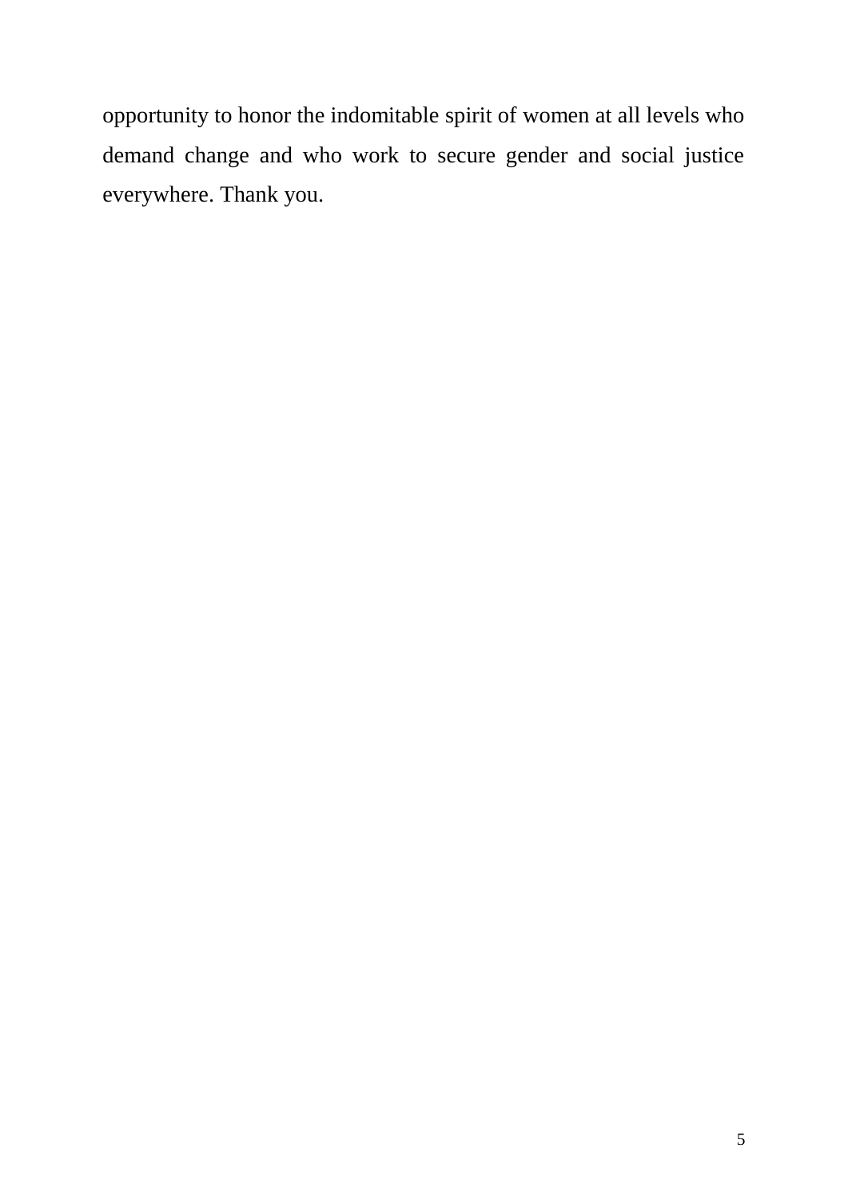opportunity to honor the indomitable spirit of women at all levels who demand change and who work to secure gender and social justice everywhere. Thank you.